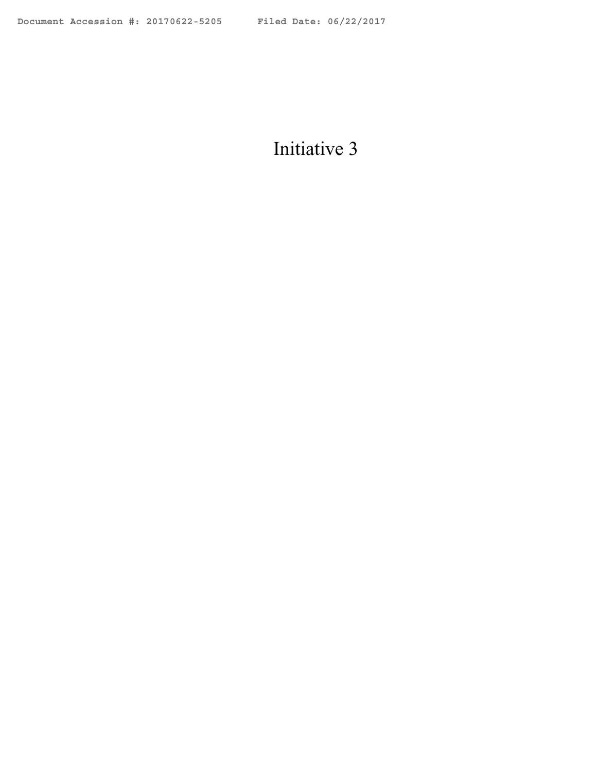# Initiative 3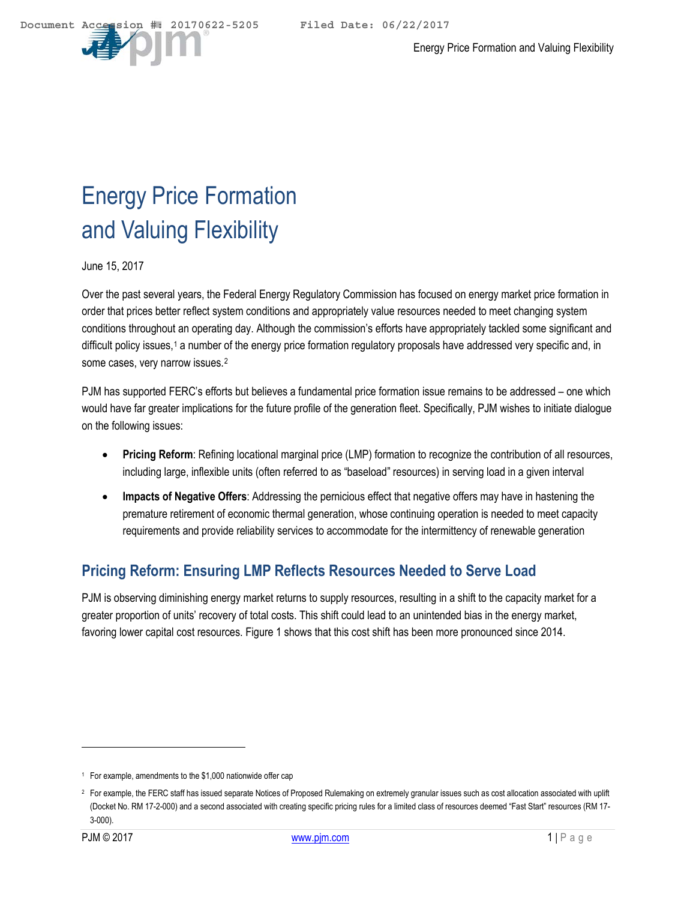# Energy Price Formation and Valuing Flexibility

June 15, 2017

Over the past several years, the Federal Energy Regulatory Commission has focused on energy market price formation in order that prices better reflect system conditions and appropriately value resources needed to meet changing system conditions throughout an operating day. Although the commission's efforts have appropriately tackled some significant and difficult policy issues,[1] a number of the energy price formation regulatory proposals have addressed very specific and, in some cases, very narrow issues.[2]

PJM has supported FERC's efforts but believes a fundamental price formation issue remains to be addressed – one which would have far greater implications for the future profile of the generation fleet. Specifically, PJM wishes to initiate dialogue on the following issues:

- **Pricing Reform**: Refining locational marginal price (LMP) formation to recognize the contribution of all resources, including large, inflexible units (often referred to as "baseload" resources) in serving load in a given interval
- **Impacts of Negative Offers**: Addressing the pernicious effect that negative offers may have in hastening the premature retirement of economic thermal generation, whose continuing operation is needed to meet capacity requirements and provide reliability services to accommodate for the intermittency of renewable generation

## Pricing Reform: Ensuring LMP Reflects Resources Needed to Serve Load

PJM is observing diminishing energy market returns to supply resources, resulting in a shift to the capacity market for a greater proportion of units' recovery of total costs. This shift could lead to an unintended bias in the energy market, favoring lower capital cost resources. Figure 1 shows that this cost shift has been more pronounced since 2014.

---

[1] For example, amendments to the $1,000 nationwide offer cap

[2] For example, the FERC staff has issued separate Notices of Proposed Rulemaking on extremely granular issues such as cost allocation associated with uplift (Docket No. RM 17-2-000) and a second associated with creating specific pricing rules for a limited class of resources deemed "Fast Start" resources (RM 17-3-000).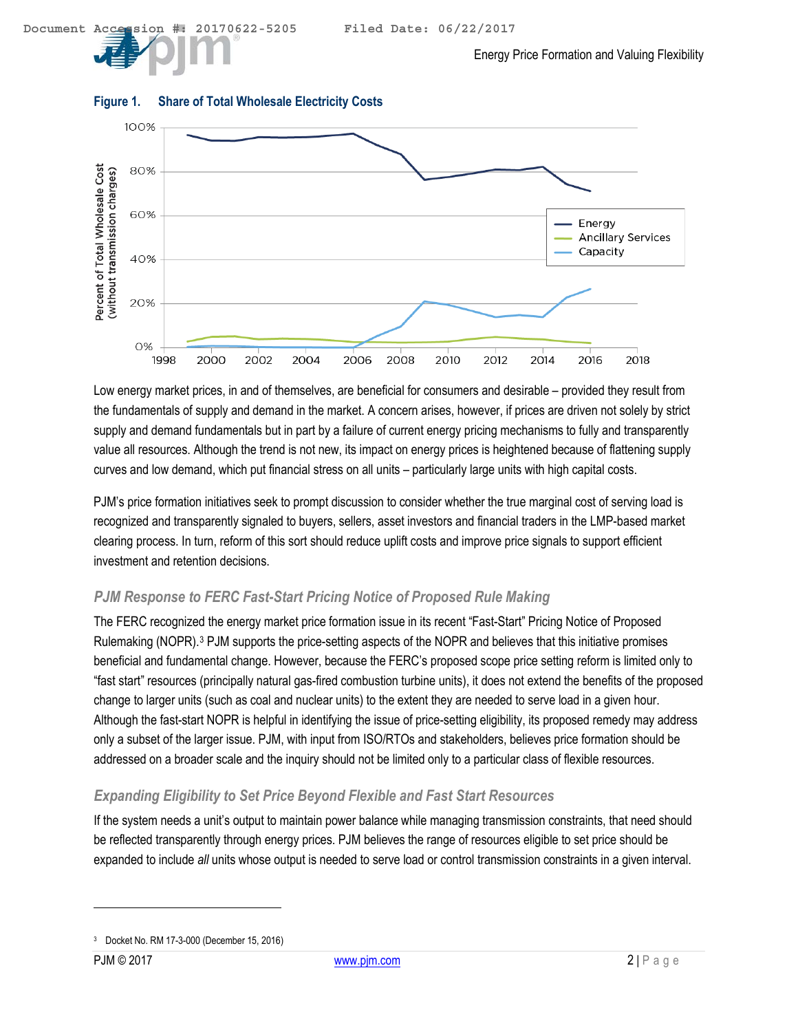**Figure 1. Share of Total Wholesale Electricity Costs**

Low energy market prices, in and of themselves, are beneficial for consumers and desirable – provided they result from the fundamentals of supply and demand in the market. A concern arises, however, if prices are driven not solely by strict supply and demand fundamentals but in part by a failure of current energy pricing mechanisms to fully and transparently value all resources. Although the trend is not new, its impact on energy prices is heightened because of flattening supply curves and low demand, which put financial stress on all units – particularly large units with high capital costs.

PJM's price formation initiatives seek to prompt discussion to consider whether the true marginal cost of serving load is recognized and transparently signaled to buyers, sellers, asset investors and financial traders in the LMP-based market clearing process. In turn, reform of this sort should reduce uplift costs and improve price signals to support efficient investment and retention decisions.

### *PJM Response to FERC Fast-Start Pricing Notice of Proposed Rule Making*

The FERC recognized the energy market price formation issue in its recent "Fast-Start" Pricing Notice of Proposed Rulemaking (NOPR).[3] PJM supports the price-setting aspects of the NOPR and believes that this initiative promises beneficial and fundamental change. However, because the FERC's proposed scope price setting reform is limited only to "fast start" resources (principally natural gas-fired combustion turbine units), it does not extend the benefits of the proposed change to larger units (such as coal and nuclear units) to the extent they are needed to serve load in a given hour. Although the fast-start NOPR is helpful in identifying the issue of price-setting eligibility, its proposed remedy may address only a subset of the larger issue. PJM, with input from ISO/RTOs and stakeholders, believes price formation should be addressed on a broader scale and the inquiry should not be limited only to a particular class of flexible resources.

### *Expanding Eligibility to Set Price Beyond Flexible and Fast Start Resources*

If the system needs a unit's output to maintain power balance while managing transmission constraints, that need should be reflected transparently through energy prices. PJM believes the range of resources eligible to set price should be expanded to include *all* units whose output is needed to serve load or control transmission constraints in a given interval.

[3] Docket No. RM 17-3-000 (December 15, 2016)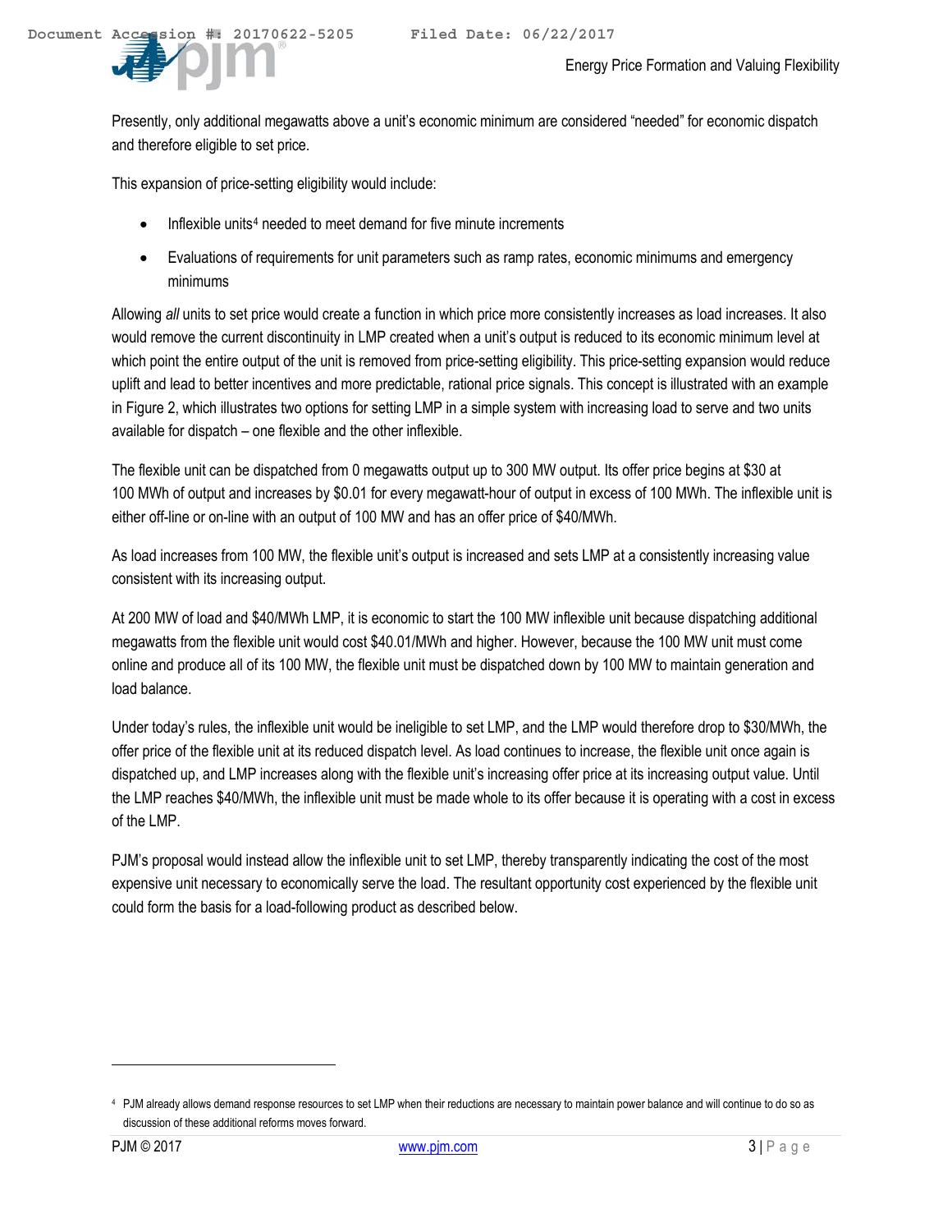Presently, only additional megawatts above a unit's economic minimum are considered "needed" for economic dispatch and therefore eligible to set price.

This expansion of price-setting eligibility would include:

- Inflexible units[4] needed to meet demand for five minute increments
- Evaluations of requirements for unit parameters such as ramp rates, economic minimums and emergency minimums

Allowing *all* units to set price would create a function in which price more consistently increases as load increases. It also would remove the current discontinuity in LMP created when a unit's output is reduced to its economic minimum level at which point the entire output of the unit is removed from price-setting eligibility. This price-setting expansion would reduce uplift and lead to better incentives and more predictable, rational price signals. This concept is illustrated with an example in Figure 2, which illustrates two options for setting LMP in a simple system with increasing load to serve and two units available for dispatch – one flexible and the other inflexible.

The flexible unit can be dispatched from 0 megawatts output up to 300 MW output. Its offer price begins at $30 at 100 MWh of output and increases by $0.01 for every megawatt-hour of output in excess of 100 MWh. The inflexible unit is either off-line or on-line with an output of 100 MW and has an offer price of $40/MWh.

As load increases from 100 MW, the flexible unit's output is increased and sets LMP at a consistently increasing value consistent with its increasing output.

At 200 MW of load and $40/MWh LMP, it is economic to start the 100 MW inflexible unit because dispatching additional megawatts from the flexible unit would cost $40.01/MWh and higher. However, because the 100 MW unit must come online and produce all of its 100 MW, the flexible unit must be dispatched down by 100 MW to maintain generation and load balance.

Under today's rules, the inflexible unit would be ineligible to set LMP, and the LMP would therefore drop to $30/MWh, the offer price of the flexible unit at its reduced dispatch level. As load continues to increase, the flexible unit once again is dispatched up, and LMP increases along with the flexible unit's increasing offer price at its increasing output value. Until the LMP reaches $40/MWh, the inflexible unit must be made whole to its offer because it is operating with a cost in excess of the LMP.

PJM's proposal would instead allow the inflexible unit to set LMP, thereby transparently indicating the cost of the most expensive unit necessary to economically serve the load. The resultant opportunity cost experienced by the flexible unit could form the basis for a load-following product as described below.

[4] PJM already allows demand response resources to set LMP when their reductions are necessary to maintain power balance and will continue to do so as discussion of these additional reforms moves forward.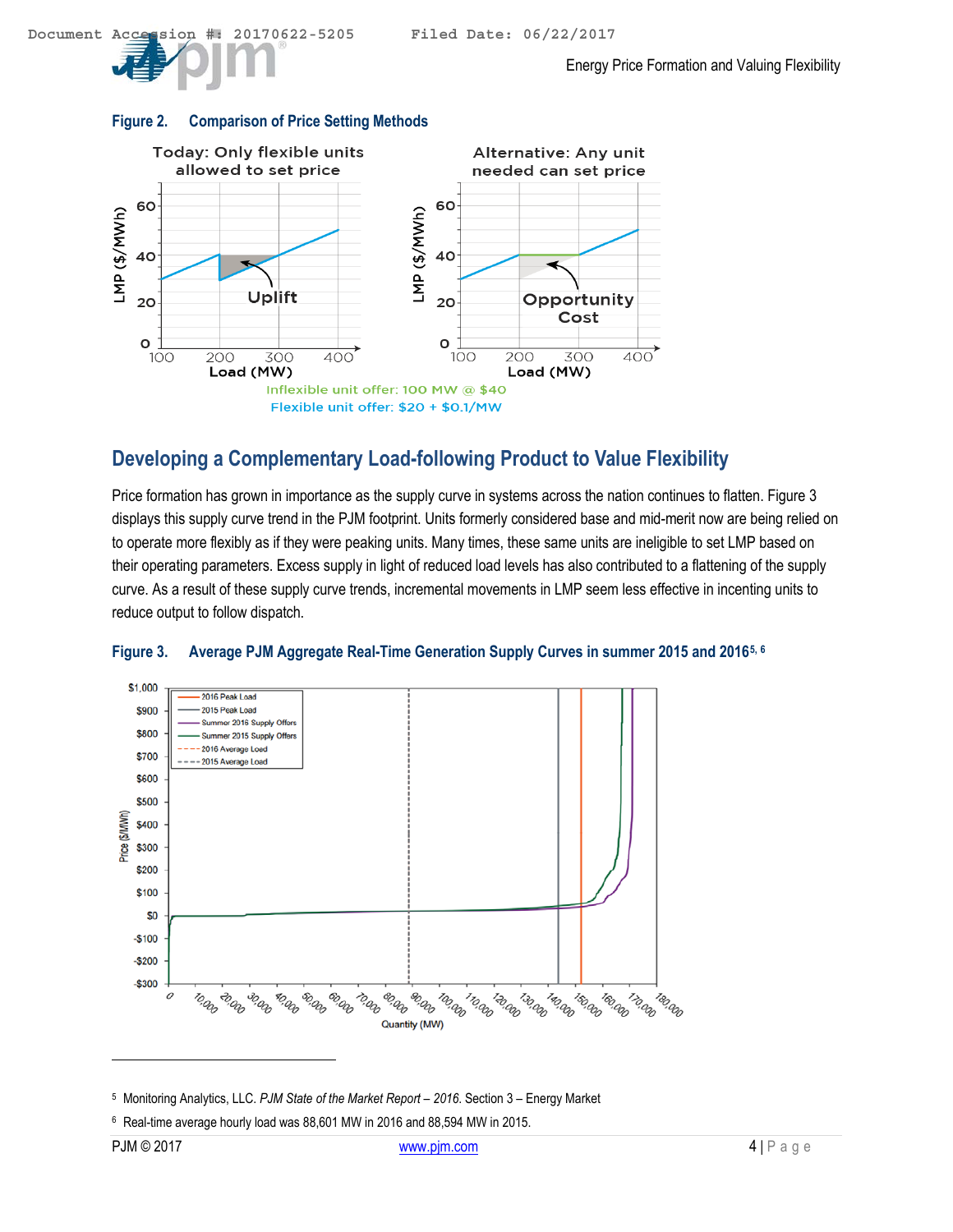**Figure 2. Comparison of Price Setting Methods**

**Developing a Complementary Load-following Product to Value Flexibility**

Price formation has grown in importance as the supply curve in systems across the nation continues to flatten. Figure 3 displays this supply curve trend in the PJM footprint. Units formerly considered base and mid-merit now are being relied on to operate more flexibly as if they were peaking units. Many times, these same units are ineligible to set LMP based on their operating parameters. Excess supply in light of reduced load levels has also contributed to a flattening of the supply curve. As a result of these supply curve trends, incremental movements in LMP seem less effective in incenting units to reduce output to follow dispatch.

**Figure 3. Average PJM Aggregate Real-Time Generation Supply Curves in summer 2015 and 2016**[5, 6]

---

[5] Monitoring Analytics, LLC. *PJM State of the Market Report – 2016*. Section 3 – Energy Market

[6] Real-time average hourly load was 88,601 MW in 2016 and 88,594 MW in 2015.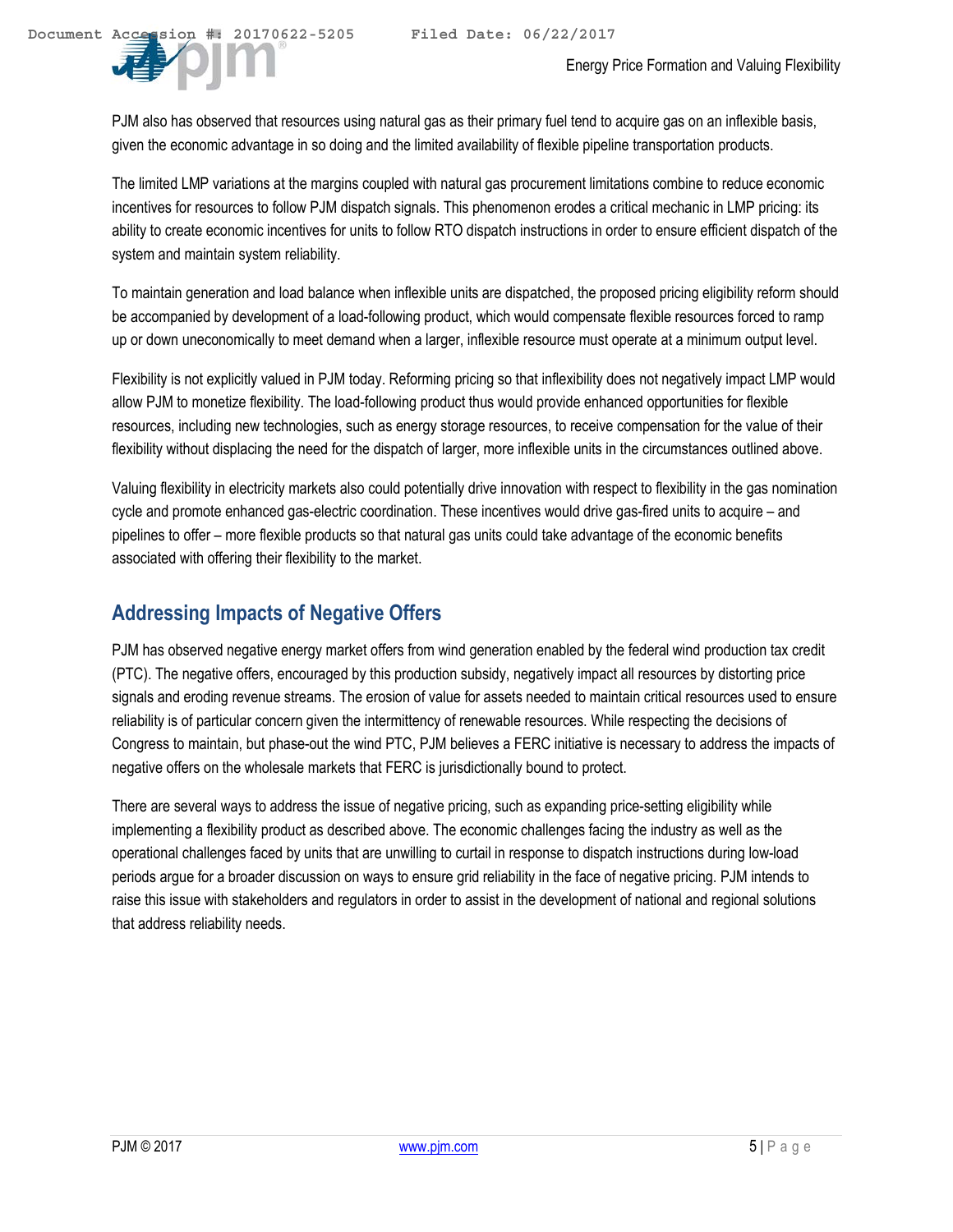PJM also has observed that resources using natural gas as their primary fuel tend to acquire gas on an inflexible basis, given the economic advantage in so doing and the limited availability of flexible pipeline transportation products.

The limited LMP variations at the margins coupled with natural gas procurement limitations combine to reduce economic incentives for resources to follow PJM dispatch signals. This phenomenon erodes a critical mechanic in LMP pricing: its ability to create economic incentives for units to follow RTO dispatch instructions in order to ensure efficient dispatch of the system and maintain system reliability.

To maintain generation and load balance when inflexible units are dispatched, the proposed pricing eligibility reform should be accompanied by development of a load-following product, which would compensate flexible resources forced to ramp up or down uneconomically to meet demand when a larger, inflexible resource must operate at a minimum output level.

Flexibility is not explicitly valued in PJM today. Reforming pricing so that inflexibility does not negatively impact LMP would allow PJM to monetize flexibility. The load-following product thus would provide enhanced opportunities for flexible resources, including new technologies, such as energy storage resources, to receive compensation for the value of their flexibility without displacing the need for the dispatch of larger, more inflexible units in the circumstances outlined above.

Valuing flexibility in electricity markets also could potentially drive innovation with respect to flexibility in the gas nomination cycle and promote enhanced gas-electric coordination. These incentives would drive gas-fired units to acquire – and pipelines to offer – more flexible products so that natural gas units could take advantage of the economic benefits associated with offering their flexibility to the market.

## Addressing Impacts of Negative Offers

PJM has observed negative energy market offers from wind generation enabled by the federal wind production tax credit (PTC). The negative offers, encouraged by this production subsidy, negatively impact all resources by distorting price signals and eroding revenue streams. The erosion of value for assets needed to maintain critical resources used to ensure reliability is of particular concern given the intermittency of renewable resources. While respecting the decisions of Congress to maintain, but phase-out the wind PTC, PJM believes a FERC initiative is necessary to address the impacts of negative offers on the wholesale markets that FERC is jurisdictionally bound to protect.

There are several ways to address the issue of negative pricing, such as expanding price-setting eligibility while implementing a flexibility product as described above. The economic challenges facing the industry as well as the operational challenges faced by units that are unwilling to curtail in response to dispatch instructions during low-load periods argue for a broader discussion on ways to ensure grid reliability in the face of negative pricing. PJM intends to raise this issue with stakeholders and regulators in order to assist in the development of national and regional solutions that address reliability needs.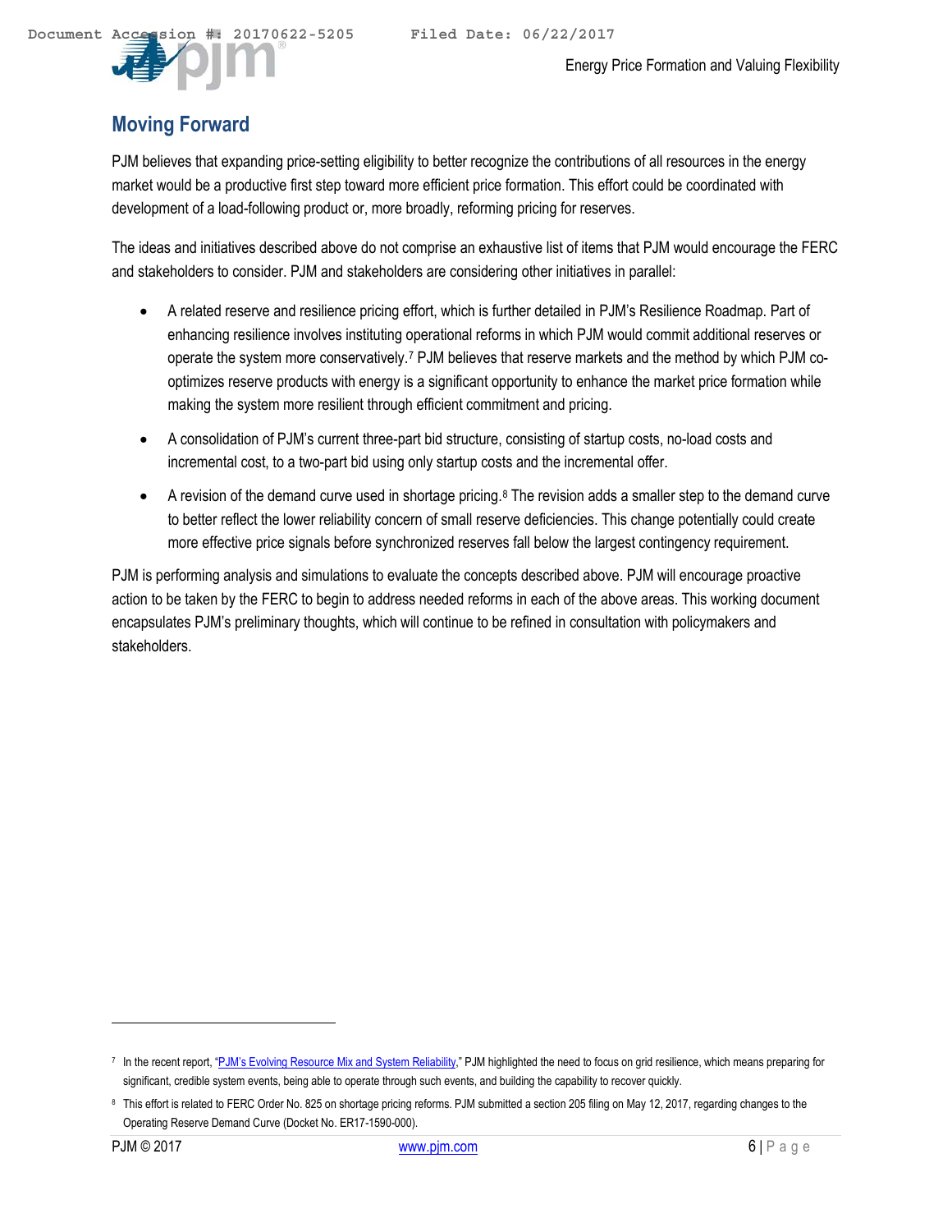## Moving Forward

PJM believes that expanding price-setting eligibility to better recognize the contributions of all resources in the energy market would be a productive first step toward more efficient price formation. This effort could be coordinated with development of a load-following product or, more broadly, reforming pricing for reserves.

The ideas and initiatives described above do not comprise an exhaustive list of items that PJM would encourage the FERC and stakeholders to consider. PJM and stakeholders are considering other initiatives in parallel:

- A related reserve and resilience pricing effort, which is further detailed in PJM's Resilience Roadmap. Part of enhancing resilience involves instituting operational reforms in which PJM would commit additional reserves or operate the system more conservatively.[7] PJM believes that reserve markets and the method by which PJM co-optimizes reserve products with energy is a significant opportunity to enhance the market price formation while making the system more resilient through efficient commitment and pricing.
- A consolidation of PJM's current three-part bid structure, consisting of startup costs, no-load costs and incremental cost, to a two-part bid using only startup costs and the incremental offer.
- A revision of the demand curve used in shortage pricing.[8] The revision adds a smaller step to the demand curve to better reflect the lower reliability concern of small reserve deficiencies. This change potentially could create more effective price signals before synchronized reserves fall below the largest contingency requirement.

PJM is performing analysis and simulations to evaluate the concepts described above. PJM will encourage proactive action to be taken by the FERC to begin to address needed reforms in each of the above areas. This working document encapsulates PJM's preliminary thoughts, which will continue to be refined in consultation with policymakers and stakeholders.

---

[7] In the recent report, "PJM's Evolving Resource Mix and System Reliability," PJM highlighted the need to focus on grid resilience, which means preparing for significant, credible system events, being able to operate through such events, and building the capability to recover quickly.

[8] This effort is related to FERC Order No. 825 on shortage pricing reforms. PJM submitted a section 205 filing on May 12, 2017, regarding changes to the Operating Reserve Demand Curve (Docket No. ER17-1590-000).